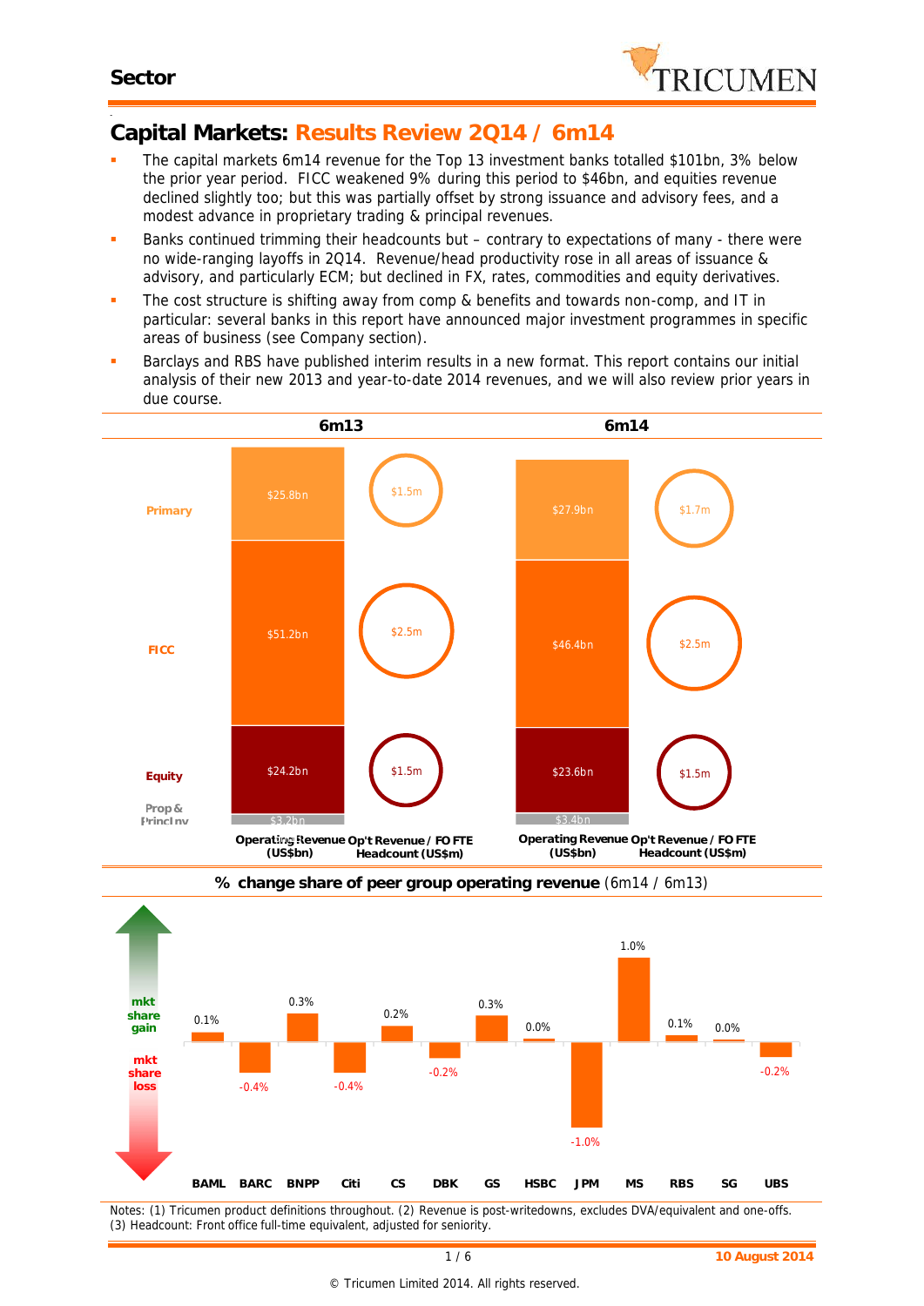**Sector**

# Capital Markets: Results Review 2Q14 / 6m14

- The capital markets 6m14 revenue for the Top 13 investment banks totalled \$101bn, 3% below the prior year period. FICC weakened 9% during this period to \$46bn, and equities revenue declined slightly too; but this was partially offset by strong issuance and advisory fees, and a modest advance in proprietary trading & principal revenues.
- Banks continued trimming their headcounts but – contrary to expectations of many - there were no wide-ranging layoffs in 2Q14. Revenue/head productivity rose in all areas of issuance & advisory, and particularly ECM; but declined in FX, rates, commodities and equity derivatives.
- The cost structure is shifting away from comp & benefits and towards non-comp, and IT in particular: several banks in this report have announced major investment programmes in specific areas of business (see Company section).
- Barclays and RBS have published interim results in a new format. This report contains our initial analysis of their new 2013 and year-to-date 2014 revenues, and we will also review prior years in due course.

| | 6m13 Operating Revenue (US\$bn) | 6m13 Op't Revenue / FO FTE Headcount (US\$m) | 6m14 Operating Revenue (US\$bn) | 6m14 Op't Revenue / FO FTE Headcount (US\$m) |
|---|---|---|---|---|
| Primary | \$25.8bn | \$1.5m | \$27.9bn | \$1.7m |
| FICC | \$51.2bn | \$2.5m | \$46.4bn | \$2.5m |
| Equity | \$24.2bn | \$1.5m | \$23.6bn | \$1.5m |
| Prop & Princl Inv | \$3.2bn | | \$3.4bn | |

**% change share of peer group operating revenue** (6m14 / 6m13)

| BAML | BARC | BNPP | Citi | CS | DBK | GS | HSBC | JPM | MS | RBS | SG | UBS |
|---|---|---|---|---|---|---|---|---|---|---|---|---|
| 0.1% | -0.4% | 0.3% | -0.4% | 0.2% | -0.2% | 0.3% | 0.0% | -1.0% | 1.0% | 0.1% | 0.0% | -0.2% |

(mkt share gain / mkt share loss)

Notes: (1) Tricumen product definitions throughout. (2) Revenue is post-writedowns, excludes DVA/equivalent and one-offs. (3) Headcount: Front office full-time equivalent, adjusted for seniority.

10 August 2014

© Tricumen Limited 2014. All rights reserved.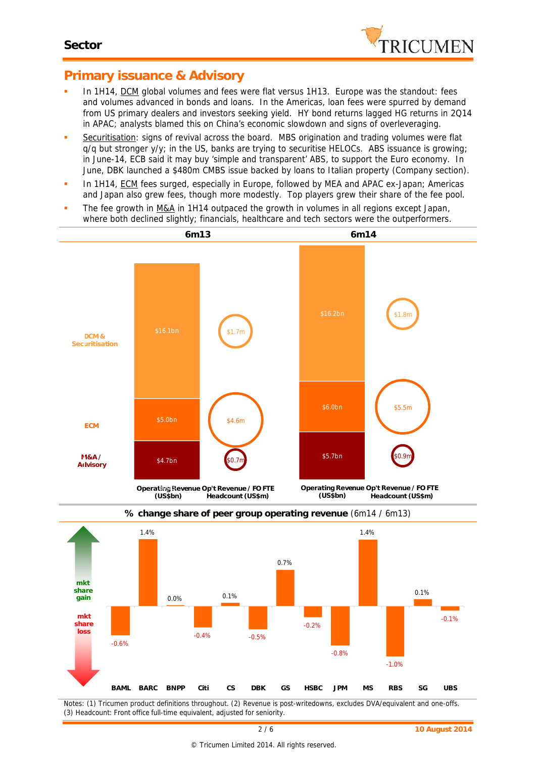## Sector

# Primary issuance & Advisory

- In 1H14, DCM global volumes and fees were flat versus 1H13. Europe was the standout: fees and volumes advanced in bonds and loans. In the Americas, loan fees were spurred by demand from US primary dealers and investors seeking yield. HY bond returns lagged HG returns in 2Q14 in APAC; analysts blamed this on China's economic slowdown and signs of overleveraging.
- Securitisation: signs of revival across the board. MBS origination and trading volumes were flat q/q but stronger y/y; in the US, banks are trying to securitise HELOCs. ABS issuance is growing; in June-14, ECB said it may buy 'simple and transparent' ABS, to support the Euro economy. In June, DBK launched a $480m CMBS issue backed by loans to Italian property (Company section).
- In 1H14, ECM fees surged, especially in Europe, followed by MEA and APAC ex-Japan; Americas and Japan also grew fees, though more modestly. Top players grew their share of the fee pool.
- The fee growth in M&A in 1H14 outpaced the growth in volumes in all regions except Japan, where both declined slightly; financials, healthcare and tech sectors were the outperformers.

| | 6m13 Operating Revenue (US$bn) | 6m13 Op't Revenue / FO FTE Headcount (US$m) | 6m14 Operating Revenue (US$bn) | 6m14 Op't Revenue / FO FTE Headcount (US$m) |
|---|---|---|---|---|
| DCM & Securitisation | $16.1bn | $1.7m | $16.2bn | $1.8m |
| ECM | $5.0bn | $4.6m | $6.0bn | $5.5m |
| M&A / Advisory | $4.7bn | $0.7m | $5.7bn | $0.9m |

**% change share of peer group operating revenue** (6m14 / 6m13)

| BAML | BARC | BNPP | Citi | CS | DBK | GS | HSBC | JPM | MS | RBS | SG | UBS |
|---|---|---|---|---|---|---|---|---|---|---|---|---|
| -0.6% | 1.4% | 0.0% | -0.4% | 0.1% | -0.5% | 0.7% | -0.2% | -0.8% | 1.4% | -1.0% | 0.1% | -0.1% |

mkt share gain / mkt share loss

Notes: (1) Tricumen product definitions throughout. (2) Revenue is post-writedowns, excludes DVA/equivalent and one-offs. (3) Headcount: Front office full-time equivalent, adjusted for seniority.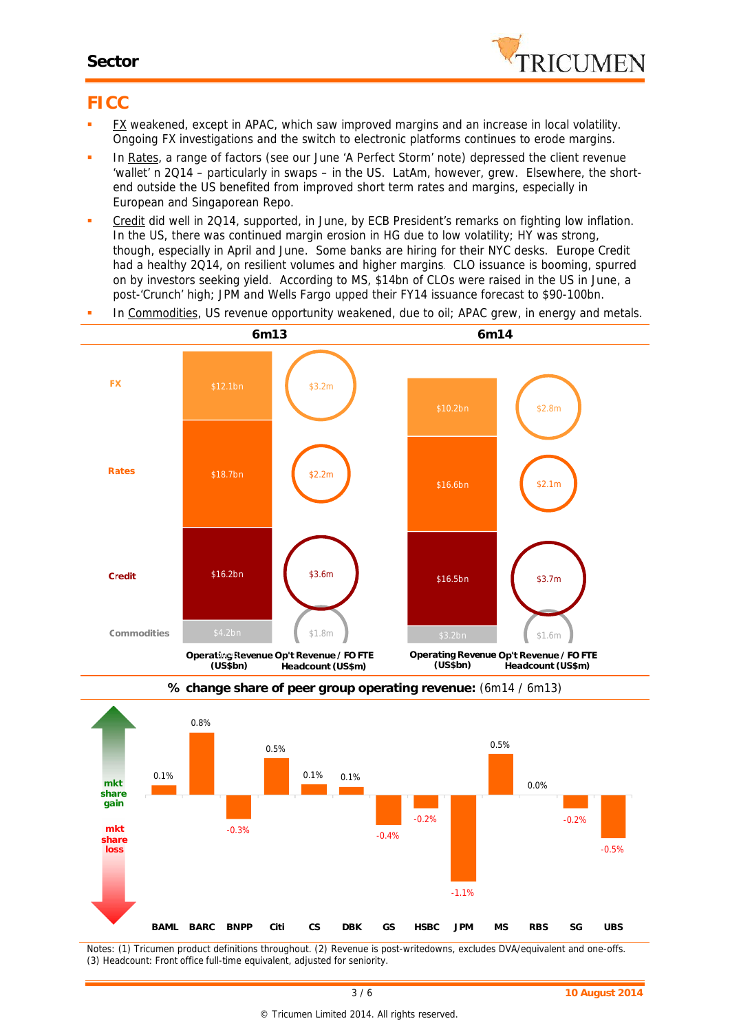## FICC

- FX weakened, except in APAC, which saw improved margins and an increase in local volatility. Ongoing FX investigations and the switch to electronic platforms continues to erode margins.
- In Rates, a range of factors (see our June 'A Perfect Storm' note) depressed the client revenue 'wallet' n 2Q14 – particularly in swaps – in the US. LatAm, however, grew. Elsewhere, the short-end outside the US benefited from improved short term rates and margins, especially in European and Singaporean Repo.
- Credit did well in 2Q14, supported, in June, by ECB President's remarks on fighting low inflation. In the US, there was continued margin erosion in HG due to low volatility; HY was strong, though, especially in April and June. Some banks are hiring for their NYC desks. Europe Credit had a healthy 2Q14, on resilient volumes and higher margins. CLO issuance is booming, spurred on by investors seeking yield. According to MS, $14bn of CLOs were raised in the US in June, a post-'Crunch' high; JPM and Wells Fargo upped their FY14 issuance forecast to $90-100bn.
- In Commodities, US revenue opportunity weakened, due to oil; APAC grew, in energy and metals.

| | 6m13 Operating Revenue (US$bn) | 6m13 Op't Revenue / FO FTE Headcount (US$m) | 6m14 Operating Revenue (US$bn) | 6m14 Op't Revenue / FO FTE Headcount (US$m) |
|---|---|---|---|---|
| FX | $12.1bn | $3.2m | $10.2bn | $2.8m |
| Rates | $18.7bn | $2.2m | $16.6bn | $2.1m |
| Credit | $16.2bn | $3.6m | $16.5bn | $3.7m |
| Commodities | $4.2bn | $1.8m | $3.2bn | $1.6m |

**% change share of peer group operating revenue:** (6m14 / 6m13)

| BAML | BARC | BNPP | Citi | CS | DBK | GS | HSBC | JPM | MS | RBS | SG | UBS |
|---|---|---|---|---|---|---|---|---|---|---|---|---|
| 0.1% | 0.8% | -0.3% | 0.5% | 0.1% | 0.1% | -0.4% | -0.2% | -1.1% | 0.5% | 0.0% | -0.2% | -0.5% |

Notes: (1) Tricumen product definitions throughout. (2) Revenue is post-writedowns, excludes DVA/equivalent and one-offs. (3) Headcount: Front office full-time equivalent, adjusted for seniority.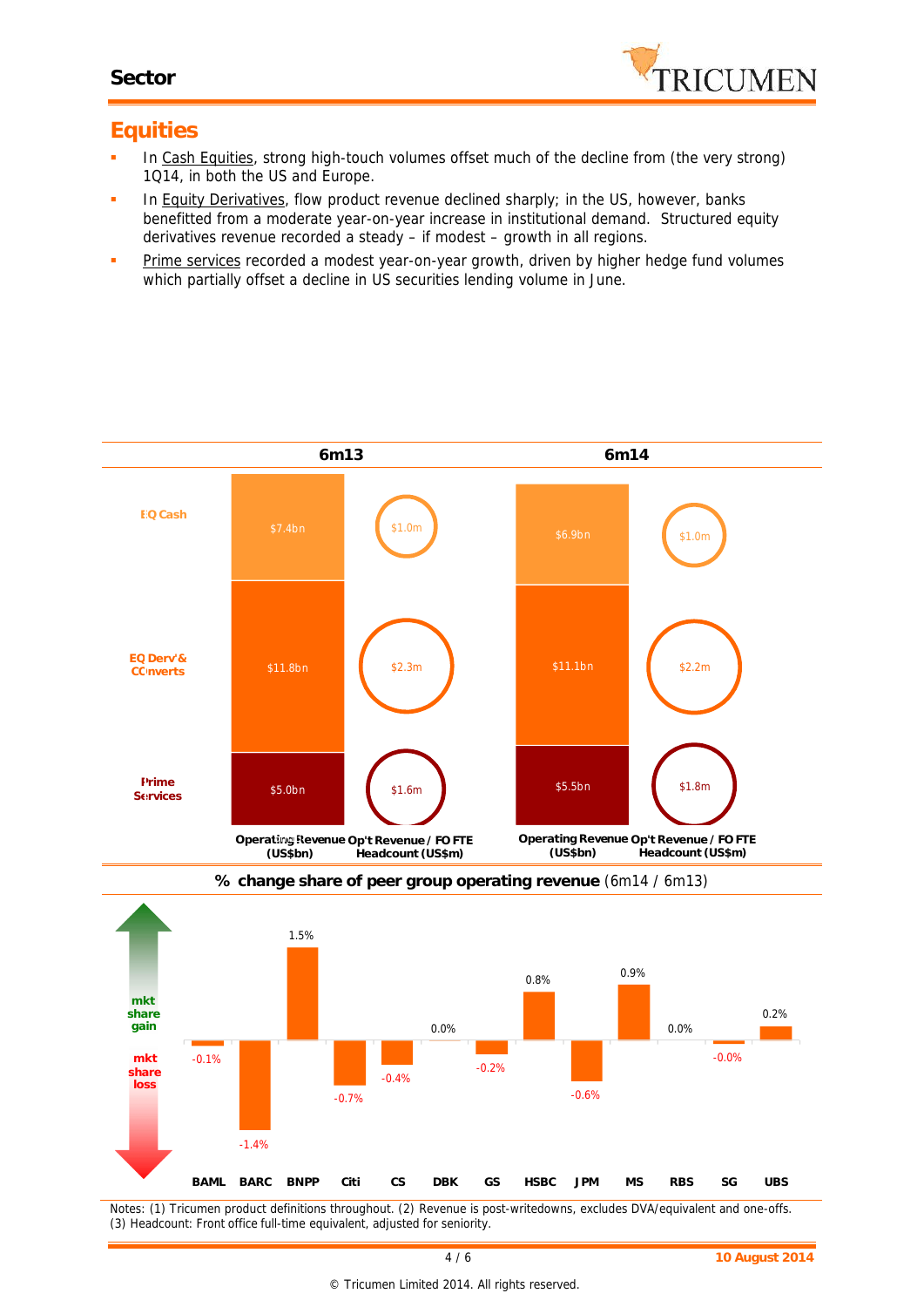## Equities

- In Cash Equities, strong high-touch volumes offset much of the decline from (the very strong) 1Q14, in both the US and Europe.
- In Equity Derivatives, flow product revenue declined sharply; in the US, however, banks benefitted from a moderate year-on-year increase in institutional demand. Structured equity derivatives revenue recorded a steady – if modest – growth in all regions.
- Prime services recorded a modest year-on-year growth, driven by higher hedge fund volumes which partially offset a decline in US securities lending volume in June.

| | 6m13 Operating Revenue (US$bn) | 6m13 Op't Revenue / FO FTE Headcount (US$m) | 6m14 Operating Revenue (US$bn) | 6m14 Op't Revenue / FO FTE Headcount (US$m) |
|---|---|---|---|---|
| EQ Cash | $7.4bn | $1.0m | $6.9bn | $1.0m |
| EQ Derv' & Converts | $11.8bn | $2.3m | $11.1bn | $2.2m |
| Prime Services | $5.0bn | $1.6m | $5.5bn | $1.8m |

**% change share of peer group operating revenue** (6m14 / 6m13)

| BAML | BARC | BNPP | Citi | CS | DBK | GS | HSBC | JPM | MS | RBS | SG | UBS |
|---|---|---|---|---|---|---|---|---|---|---|---|---|
| -0.1% | -1.4% | 1.5% | -0.7% | -0.4% | 0.0% | -0.2% | 0.8% | -0.6% | 0.9% | 0.0% | -0.0% | 0.2% |

Notes: (1) Tricumen product definitions throughout. (2) Revenue is post-writedowns, excludes DVA/equivalent and one-offs. (3) Headcount: Front office full-time equivalent, adjusted for seniority.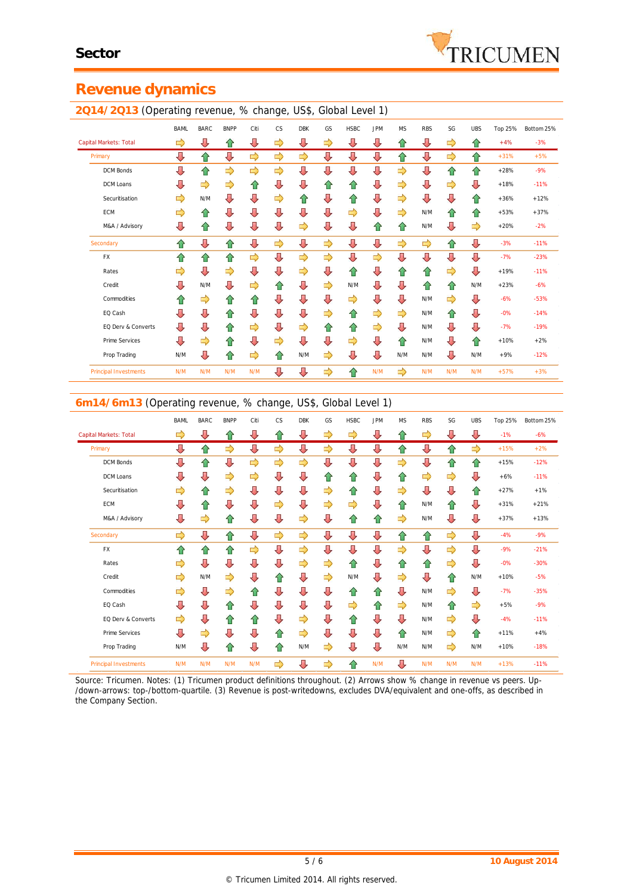## Sector

# Revenue dynamics

### 2Q14/2Q13 (Operating revenue, % change, US$, Global Level 1)

| | BAML | BARC | BNPP | Citi | CS | DBK | GS | HSBC | JPM | MS | RBS | SG | UBS | Top 25% | Bottom 25% |
|---|---|---|---|---|---|---|---|---|---|---|---|---|---|---|---|
| Capital Markets: Total | ⇨ | ⇩ | ⇧ | ⇩ | ⇨ | ⇩ | ⇨ | ⇩ | ⇩ | ⇧ | ⇩ | ⇨ | ⇧ | +4% | -3% |
| Primary | ⇩ | ⇧ | ⇩ | ⇨ | ⇨ | ⇨ | ⇩ | ⇩ | ⇩ | ⇧ | ⇩ | ⇨ | ⇧ | +31% | +5% |
| DCM Bonds | ⇩ | ⇧ | ⇨ | ⇨ | ⇨ | ⇩ | ⇩ | ⇩ | ⇩ | ⇨ | ⇩ | ⇧ | ⇧ | +28% | -9% |
| DCM Loans | ⇩ | ⇨ | ⇨ | ⇧ | ⇩ | ⇩ | ⇧ | ⇧ | ⇩ | ⇨ | ⇩ | ⇨ | ⇩ | +18% | -11% |
| Securitisation | ⇨ | N/M | ⇩ | ⇩ | ⇨ | ⇧ | ⇩ | ⇧ | ⇩ | ⇨ | ⇩ | ⇩ | ⇧ | +36% | +12% |
| ECM | ⇨ | ⇧ | ⇩ | ⇩ | ⇩ | ⇩ | ⇩ | ⇨ | ⇩ | ⇨ | N/M | ⇧ | ⇧ | +53% | +37% |
| M&A / Advisory | ⇩ | ⇧ | ⇩ | ⇩ | ⇩ | ⇨ | ⇩ | ⇩ | ⇧ | ⇧ | N/M | ⇩ | ⇨ | +20% | -2% |
| Secondary | ⇧ | ⇩ | ⇧ | ⇩ | ⇨ | ⇩ | ⇨ | ⇩ | ⇩ | ⇨ | ⇨ | ⇧ | ⇩ | -3% | -11% |
| FX | ⇧ | ⇧ | ⇧ | ⇨ | ⇩ | ⇨ | ⇨ | ⇩ | ⇨ | ⇩ | ⇩ | ⇩ | ⇩ | -7% | -23% |
| Rates | ⇨ | ⇩ | ⇨ | ⇩ | ⇩ | ⇨ | ⇩ | ⇧ | ⇩ | ⇧ | ⇧ | ⇨ | ⇩ | +19% | -11% |
| Credit | ⇩ | N/M | ⇩ | ⇨ | ⇧ | ⇩ | ⇨ | N/M | ⇩ | ⇩ | ⇧ | ⇧ | N/M | +23% | -6% |
| Commodities | ⇧ | ⇨ | ⇧ | ⇧ | ⇩ | ⇩ | ⇩ | ⇨ | ⇩ | ⇩ | N/M | ⇨ | ⇩ | -6% | -53% |
| EQ Cash | ⇩ | ⇩ | ⇧ | ⇩ | ⇩ | ⇩ | ⇨ | ⇧ | ⇨ | ⇨ | N/M | ⇧ | ⇩ | -0% | -14% |
| EQ Derv & Converts | ⇩ | ⇩ | ⇧ | ⇨ | ⇩ | ⇨ | ⇧ | ⇧ | ⇨ | ⇩ | N/M | ⇩ | ⇩ | -7% | -19% |
| Prime Services | ⇩ | ⇨ | ⇧ | ⇩ | ⇨ | ⇩ | ⇩ | ⇨ | ⇩ | ⇧ | N/M | ⇩ | ⇧ | +10% | +2% |
| Prop Trading | N/M | ⇩ | ⇧ | ⇨ | ⇧ | N/M | ⇨ | ⇩ | ⇩ | N/M | N/M | ⇩ | N/M | +9% | -12% |
| Principal Investments | N/M | N/M | N/M | N/M | ⇩ | ⇩ | ⇨ | ⇧ | N/M | ⇨ | N/M | N/M | N/M | +57% | +3% |

### 6m14/6m13 (Operating revenue, % change, US$, Global Level 1)

| | BAML | BARC | BNPP | Citi | CS | DBK | GS | HSBC | JPM | MS | RBS | SG | UBS | Top 25% | Bottom 25% |
|---|---|---|---|---|---|---|---|---|---|---|---|---|---|---|---|
| Capital Markets: Total | ⇨ | ⇩ | ⇧ | ⇩ | ⇧ | ⇩ | ⇨ | ⇨ | ⇩ | ⇧ | ⇨ | ⇩ | ⇩ | -1% | -6% |
| Primary | ⇩ | ⇧ | ⇨ | ⇩ | ⇨ | ⇩ | ⇨ | ⇩ | ⇩ | ⇧ | ⇩ | ⇧ | ⇨ | +15% | +2% |
| DCM Bonds | ⇩ | ⇧ | ⇩ | ⇨ | ⇨ | ⇨ | ⇩ | ⇩ | ⇩ | ⇨ | ⇩ | ⇧ | ⇧ | +15% | -12% |
| DCM Loans | ⇩ | ⇩ | ⇨ | ⇨ | ⇩ | ⇩ | ⇧ | ⇧ | ⇩ | ⇧ | ⇨ | ⇨ | ⇩ | +6% | -11% |
| Securitisation | ⇨ | ⇧ | ⇨ | ⇩ | ⇩ | ⇩ | ⇨ | ⇧ | ⇩ | ⇨ | ⇩ | ⇩ | ⇧ | +27% | +1% |
| ECM | ⇩ | ⇧ | ⇩ | ⇩ | ⇨ | ⇩ | ⇩ | ⇨ | ⇩ | ⇧ | N/M | ⇧ | ⇩ | +31% | +21% |
| M&A / Advisory | ⇩ | ⇨ | ⇧ | ⇩ | ⇩ | ⇨ | ⇩ | ⇧ | ⇧ | ⇨ | N/M | ⇩ | ⇩ | +37% | +13% |
| Secondary | ⇨ | ⇩ | ⇧ | ⇩ | ⇨ | ⇨ | ⇩ | ⇩ | ⇩ | ⇧ | ⇧ | ⇨ | ⇩ | -4% | -9% |
| FX | ⇧ | ⇧ | ⇧ | ⇨ | ⇩ | ⇨ | ⇩ | ⇩ | ⇩ | ⇨ | ⇩ | ⇨ | ⇩ | -9% | -21% |
| Rates | ⇨ | ⇩ | ⇩ | ⇩ | ⇩ | ⇨ | ⇨ | ⇧ | ⇩ | ⇧ | ⇧ | ⇨ | ⇩ | -0% | -30% |
| Credit | ⇨ | N/M | ⇨ | ⇩ | ⇧ | ⇩ | ⇨ | N/M | ⇩ | ⇨ | ⇩ | ⇧ | N/M | +10% | -5% |
| Commodities | ⇨ | ⇩ | ⇨ | ⇧ | ⇩ | ⇩ | ⇩ | ⇧ | ⇧ | ⇩ | N/M | ⇨ | ⇩ | -7% | -35% |
| EQ Cash | ⇩ | ⇩ | ⇧ | ⇩ | ⇩ | ⇩ | ⇩ | ⇨ | ⇧ | ⇨ | N/M | ⇧ | ⇩ | +5% | -9% |
| EQ Derv & Converts | ⇨ | ⇩ | ⇧ | ⇧ | ⇩ | ⇨ | ⇩ | ⇧ | ⇩ | ⇩ | N/M | ⇨ | ⇩ | -4% | -11% |
| Prime Services | ⇩ | ⇨ | ⇩ | ⇩ | ⇧ | ⇨ | ⇩ | ⇩ | ⇩ | ⇧ | N/M | ⇨ | ⇧ | +11% | +4% |
| Prop Trading | N/M | ⇩ | ⇧ | ⇩ | ⇧ | N/M | ⇨ | ⇩ | ⇩ | N/M | N/M | ⇨ | N/M | +10% | -18% |
| Principal Investments | N/M | N/M | N/M | N/M | ⇨ | ⇩ | ⇨ | ⇧ | N/M | ⇩ | N/M | N/M | N/M | +13% | -11% |

Source: Tricumen. Notes: (1) Tricumen product definitions throughout. (2) Arrows show % change in revenue vs peers. Up-/down-arrows: top-/bottom-quartile. (3) Revenue is post-writedowns, excludes DVA/equivalent and one-offs, as described in the Company Section.

10 August 2014

© Tricumen Limited 2014. All rights reserved.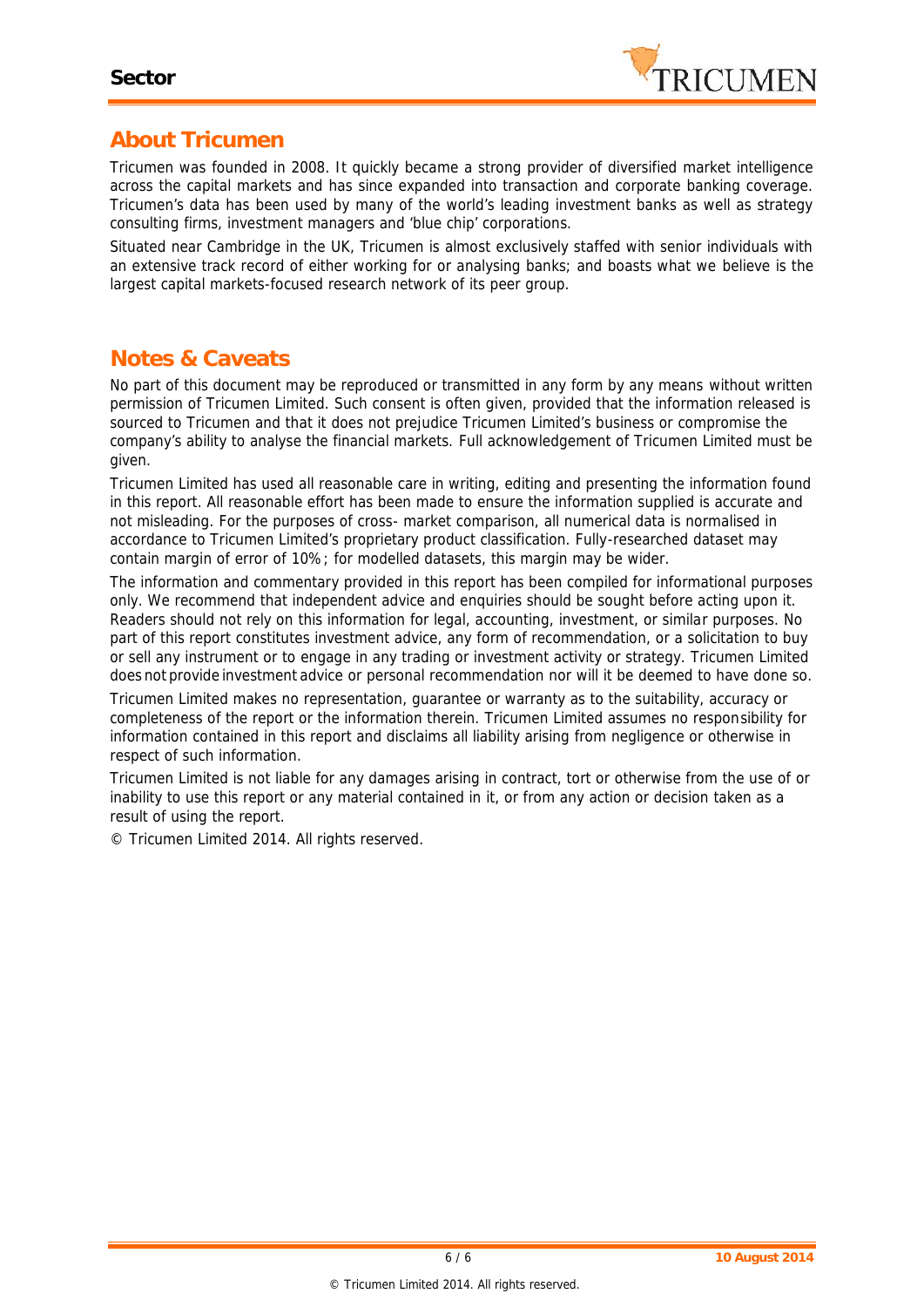## About Tricumen

Tricumen was founded in 2008. It quickly became a strong provider of diversified market intelligence across the capital markets and has since expanded into transaction and corporate banking coverage. Tricumen's data has been used by many of the world's leading investment banks as well as strategy consulting firms, investment managers and 'blue chip' corporations.

Situated near Cambridge in the UK, Tricumen is almost exclusively staffed with senior individuals with an extensive track record of either working for or analysing banks; and boasts what we believe is the largest capital markets-focused research network of its peer group.

## Notes & Caveats

No part of this document may be reproduced or transmitted in any form by any means without written permission of Tricumen Limited. Such consent is often given, provided that the information released is sourced to Tricumen and that it does not prejudice Tricumen Limited's business or compromise the company's ability to analyse the financial markets. Full acknowledgement of Tricumen Limited must be given.

Tricumen Limited has used all reasonable care in writing, editing and presenting the information found in this report. All reasonable effort has been made to ensure the information supplied is accurate and not misleading. For the purposes of cross- market comparison, all numerical data is normalised in accordance to Tricumen Limited's proprietary product classification. Fully-researched dataset may contain margin of error of 10%; for modelled datasets, this margin may be wider.

The information and commentary provided in this report has been compiled for informational purposes only. We recommend that independent advice and enquiries should be sought before acting upon it. Readers should not rely on this information for legal, accounting, investment, or similar purposes. No part of this report constitutes investment advice, any form of recommendation, or a solicitation to buy or sell any instrument or to engage in any trading or investment activity or strategy. Tricumen Limited does not provide investment advice or personal recommendation nor will it be deemed to have done so.

Tricumen Limited makes no representation, guarantee or warranty as to the suitability, accuracy or completeness of the report or the information therein. Tricumen Limited assumes no responsibility for information contained in this report and disclaims all liability arising from negligence or otherwise in respect of such information.

Tricumen Limited is not liable for any damages arising in contract, tort or otherwise from the use of or inability to use this report or any material contained in it, or from any action or decision taken as a result of using the report.

© Tricumen Limited 2014. All rights reserved.